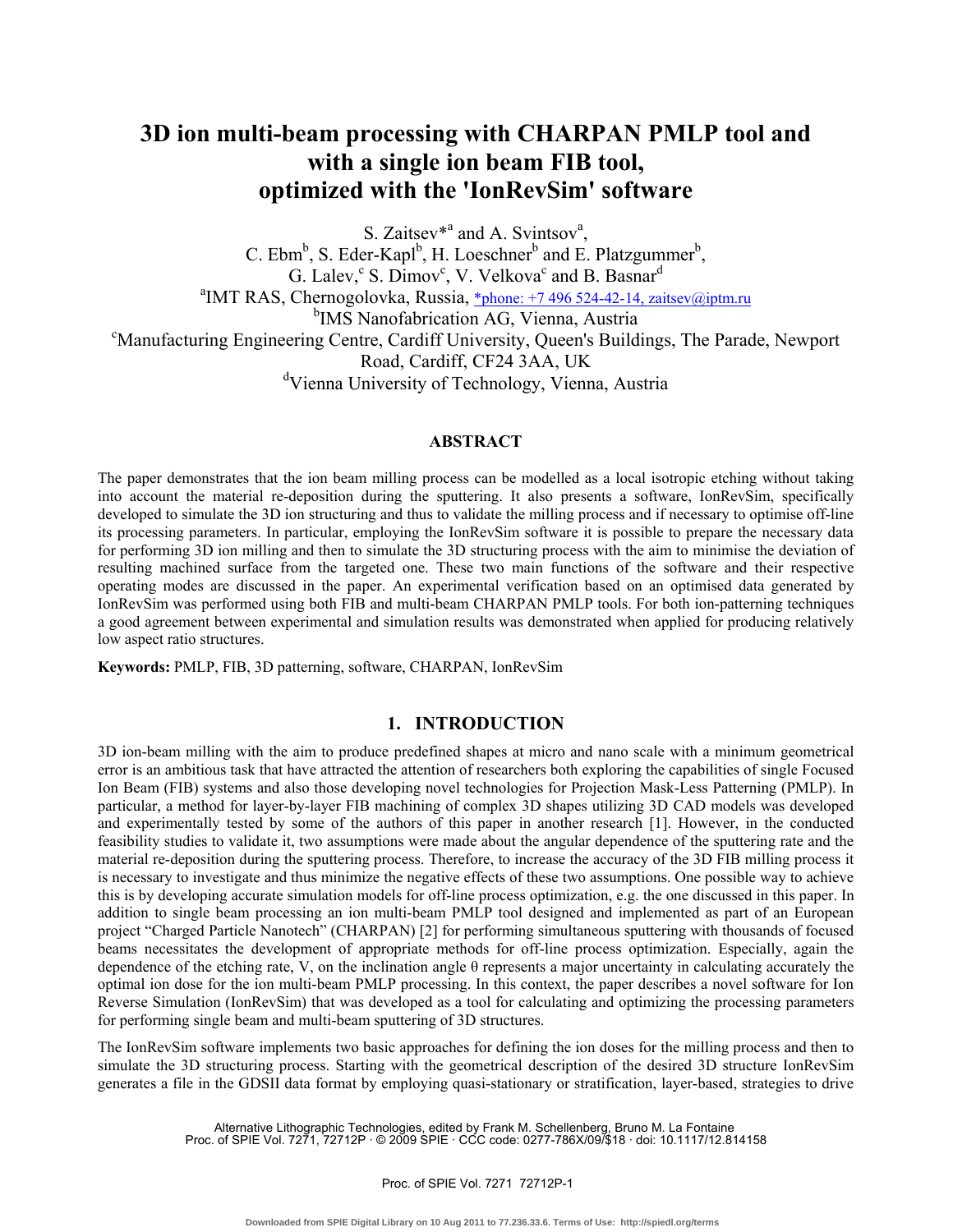# 3D ion multi-beam processing with CHARPAN PMLP tool and with a single ion beam FIB tool, optimized with the 'IonRevSim' software

S. Zaitsev*[a] and A. Svintsov[a],
C. Ebm[b], S. Eder-Kapl[b], H. Loeschner[b] and E. Platzgummer[b],
G. Lalev,[c] S. Dimov[c], V. Velkova[c] and B. Basnar[d]

[a]IMT RAS, Chernogolovka, Russia, *phone: +7 496 524-42-14, zaitsev@iptm.ru
[b]IMS Nanofabrication AG, Vienna, Austria
[c]Manufacturing Engineering Centre, Cardiff University, Queen's Buildings, The Parade, Newport Road, Cardiff, CF24 3AA, UK
[d]Vienna University of Technology, Vienna, Austria

## ABSTRACT

The paper demonstrates that the ion beam milling process can be modelled as a local isotropic etching without taking into account the material re-deposition during the sputtering. It also presents a software, IonRevSim, specifically developed to simulate the 3D ion structuring and thus to validate the milling process and if necessary to optimise off-line its processing parameters. In particular, employing the IonRevSim software it is possible to prepare the necessary data for performing 3D ion milling and then to simulate the 3D structuring process with the aim to minimise the deviation of resulting machined surface from the targeted one. These two main functions of the software and their respective operating modes are discussed in the paper. An experimental verification based on an optimised data generated by IonRevSim was performed using both FIB and multi-beam CHARPAN PMLP tools. For both ion-patterning techniques a good agreement between experimental and simulation results was demonstrated when applied for producing relatively low aspect ratio structures.

**Keywords:** PMLP, FIB, 3D patterning, software, CHARPAN, IonRevSim

## 1. INTRODUCTION

3D ion-beam milling with the aim to produce predefined shapes at micro and nano scale with a minimum geometrical error is an ambitious task that have attracted the attention of researchers both exploring the capabilities of single Focused Ion Beam (FIB) systems and also those developing novel technologies for Projection Mask-Less Patterning (PMLP). In particular, a method for layer-by-layer FIB machining of complex 3D shapes utilizing 3D CAD models was developed and experimentally tested by some of the authors of this paper in another research [1]. However, in the conducted feasibility studies to validate it, two assumptions were made about the angular dependence of the sputtering rate and the material re-deposition during the sputtering process. Therefore, to increase the accuracy of the 3D FIB milling process it is necessary to investigate and thus minimize the negative effects of these two assumptions. One possible way to achieve this is by developing accurate simulation models for off-line process optimization, e.g. the one discussed in this paper. In addition to single beam processing an ion multi-beam PMLP tool designed and implemented as part of an European project "Charged Particle Nanotech" (CHARPAN) [2] for performing simultaneous sputtering with thousands of focused beams necessitates the development of appropriate methods for off-line process optimization. Especially, again the dependence of the etching rate, V, on the inclination angle θ represents a major uncertainty in calculating accurately the optimal ion dose for the ion multi-beam PMLP processing. In this context, the paper describes a novel software for Ion Reverse Simulation (IonRevSim) that was developed as a tool for calculating and optimizing the processing parameters for performing single beam and multi-beam sputtering of 3D structures.

The IonRevSim software implements two basic approaches for defining the ion doses for the milling process and then to simulate the 3D structuring process. Starting with the geometrical description of the desired 3D structure IonRevSim generates a file in the GDSII data format by employing quasi-stationary or stratification, layer-based, strategies to drive

Alternative Lithographic Technologies, edited by Frank M. Schellenberg, Bruno M. La Fontaine
Proc. of SPIE Vol. 7271, 72712P · © 2009 SPIE · CCC code: 0277-786X/09/$18 · doi: 10.1117/12.814158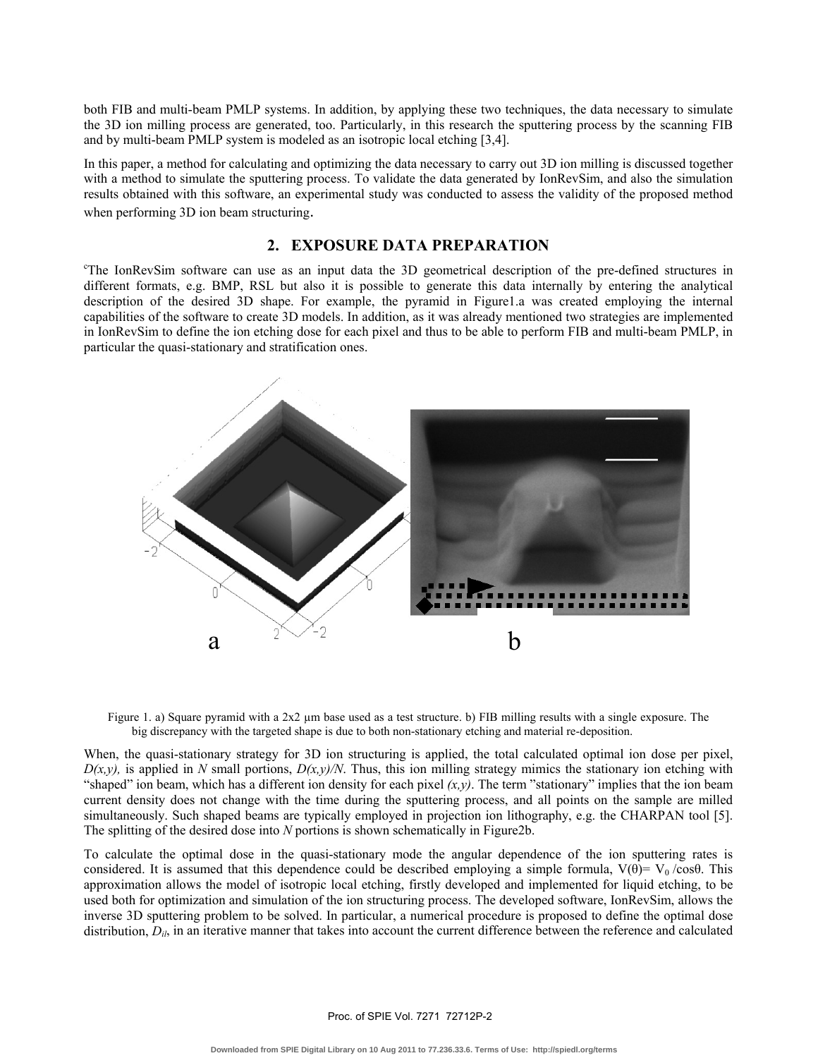both FIB and multi-beam PMLP systems. In addition, by applying these two techniques, the data necessary to simulate the 3D ion milling process are generated, too. Particularly, in this research the sputtering process by the scanning FIB and by multi-beam PMLP system is modeled as an isotropic local etching [3,4].

In this paper, a method for calculating and optimizing the data necessary to carry out 3D ion milling is discussed together with a method to simulate the sputtering process. To validate the data generated by IonRevSim, and also the simulation results obtained with this software, an experimental study was conducted to assess the validity of the proposed method when performing 3D ion beam structuring.

## 2. EXPOSURE DATA PREPARATION

The IonRevSim software can use as an input data the 3D geometrical description of the pre-defined structures in different formats, e.g. BMP, RSL but also it is possible to generate this data internally by entering the analytical description of the desired 3D shape. For example, the pyramid in Figure1.a was created employing the internal capabilities of the software to create 3D models. In addition, as it was already mentioned two strategies are implemented in IonRevSim to define the ion etching dose for each pixel and thus to be able to perform FIB and multi-beam PMLP, in particular the quasi-stationary and stratification ones.

Figure 1. a) Square pyramid with a 2x2 µm base used as a test structure. b) FIB milling results with a single exposure. The big discrepancy with the targeted shape is due to both non-stationary etching and material re-deposition.

When, the quasi-stationary strategy for 3D ion structuring is applied, the total calculated optimal ion dose per pixel, $D(x,y)$, is applied in $N$ small portions, $D(x,y)/N$. Thus, this ion milling strategy mimics the stationary ion etching with "shaped" ion beam, which has a different ion density for each pixel $(x,y)$. The term "stationary" implies that the ion beam current density does not change with the time during the sputtering process, and all points on the sample are milled simultaneously. Such shaped beams are typically employed in projection ion lithography, e.g. the CHARPAN tool [5]. The splitting of the desired dose into $N$ portions is shown schematically in Figure2b.

To calculate the optimal dose in the quasi-stationary mode the angular dependence of the ion sputtering rates is considered. It is assumed that this dependence could be described employing a simple formula, $V(\theta) = V_0 / \cos\theta$. This approximation allows the model of isotropic local etching, firstly developed and implemented for liquid etching, to be used both for optimization and simulation of the ion structuring process. The developed software, IonRevSim, allows the inverse 3D sputtering problem to be solved. In particular, a numerical procedure is proposed to define the optimal dose distribution, $D_{il}$, in an iterative manner that takes into account the current difference between the reference and calculated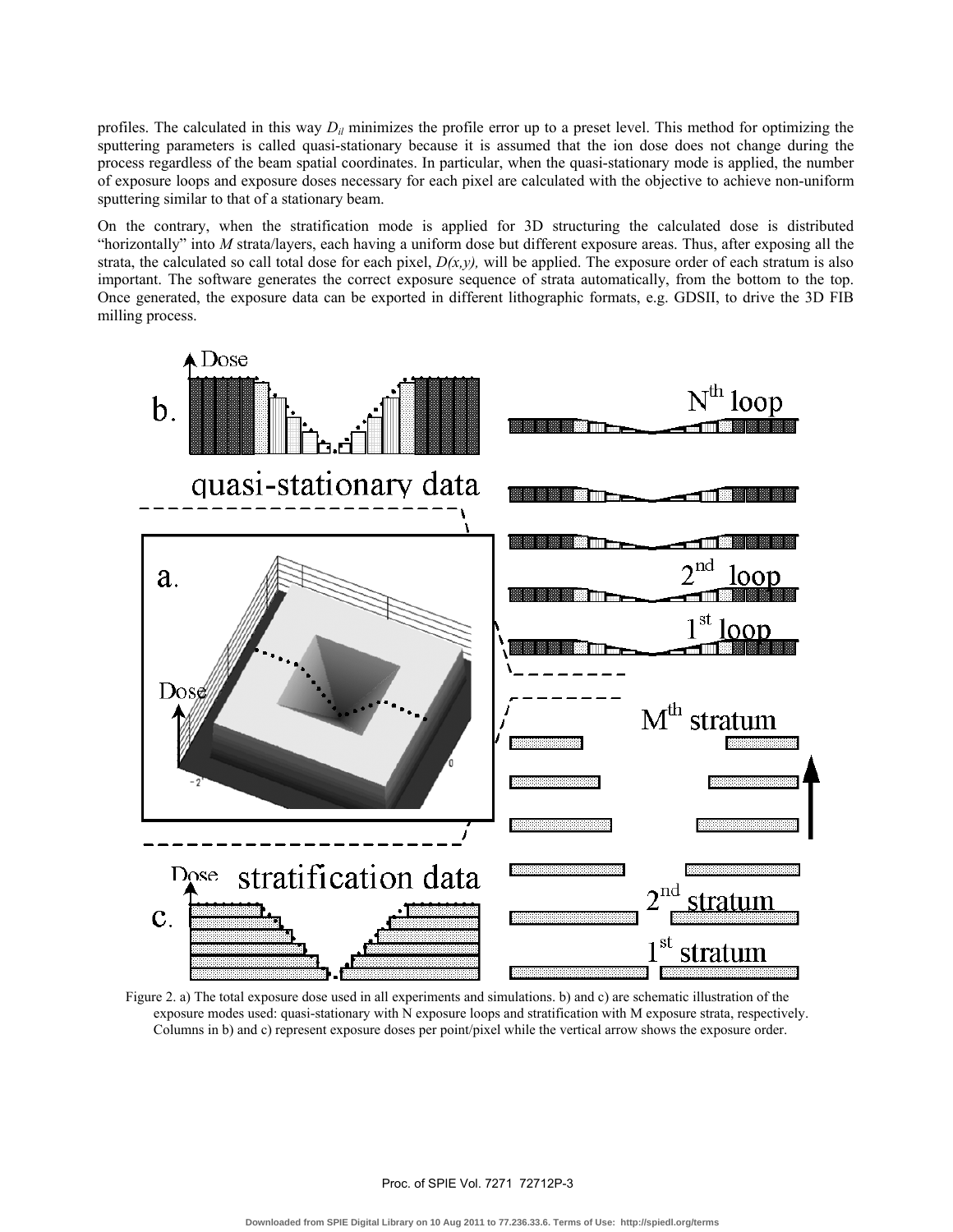profiles. The calculated in this way $D_{il}$ minimizes the profile error up to a preset level. This method for optimizing the sputtering parameters is called quasi-stationary because it is assumed that the ion dose does not change during the process regardless of the beam spatial coordinates. In particular, when the quasi-stationary mode is applied, the number of exposure loops and exposure doses necessary for each pixel are calculated with the objective to achieve non-uniform sputtering similar to that of a stationary beam.

On the contrary, when the stratification mode is applied for 3D structuring the calculated dose is distributed "horizontally" into $M$ strata/layers, each having a uniform dose but different exposure areas. Thus, after exposing all the strata, the calculated so call total dose for each pixel, $D(x,y)$, will be applied. The exposure order of each stratum is also important. The software generates the correct exposure sequence of strata automatically, from the bottom to the top. Once generated, the exposure data can be exported in different lithographic formats, e.g. GDSII, to drive the 3D FIB milling process.

Figure 2. a) The total exposure dose used in all experiments and simulations. b) and c) are schematic illustration of the exposure modes used: quasi-stationary with N exposure loops and stratification with M exposure strata, respectively. Columns in b) and c) represent exposure doses per point/pixel while the vertical arrow shows the exposure order.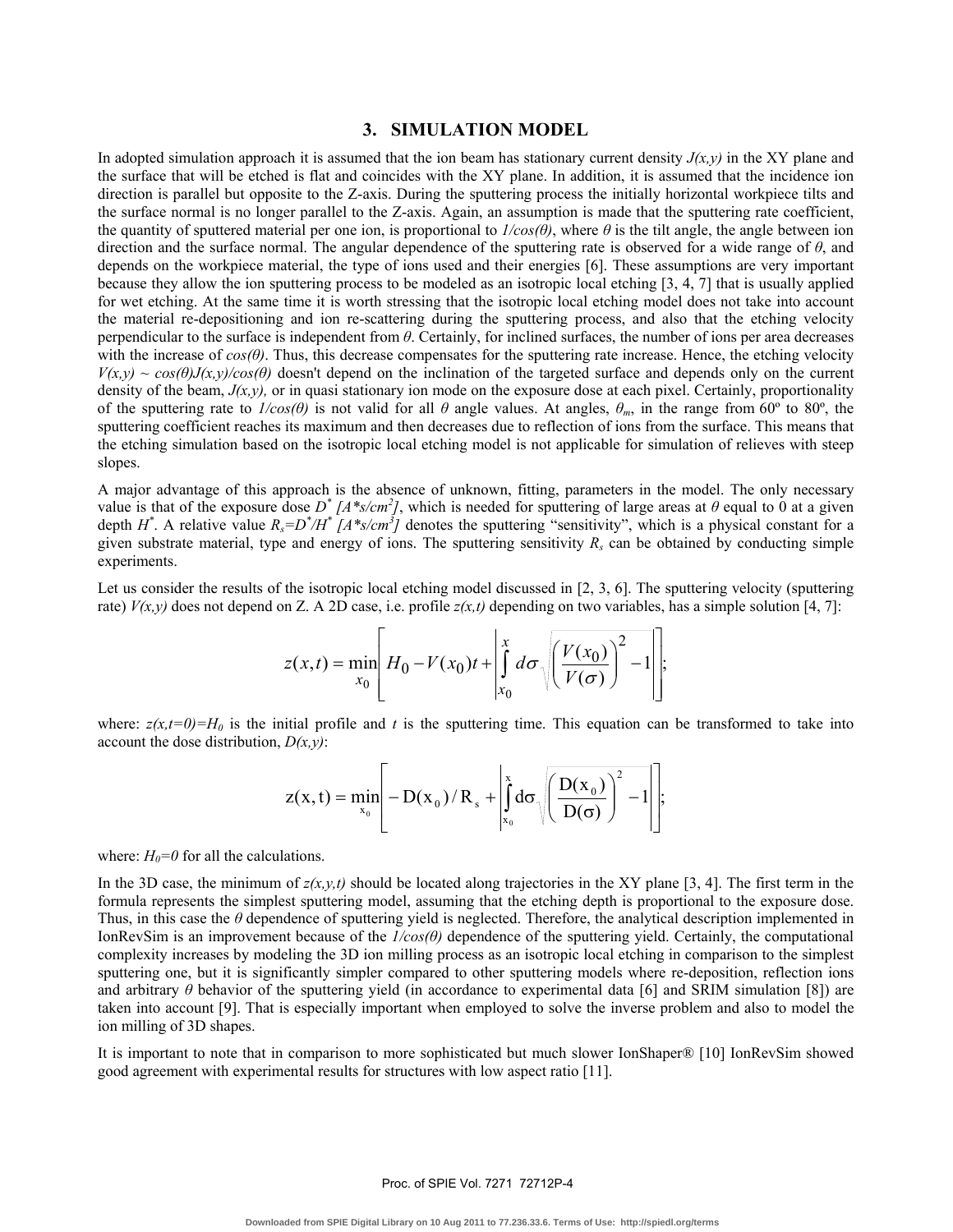## 3. SIMULATION MODEL

In adopted simulation approach it is assumed that the ion beam has stationary current density $J(x,y)$ in the XY plane and the surface that will be etched is flat and coincides with the XY plane. In addition, it is assumed that the incidence ion direction is parallel but opposite to the Z-axis. During the sputtering process the initially horizontal workpiece tilts and the surface normal is no longer parallel to the Z-axis. Again, an assumption is made that the sputtering rate coefficient, the quantity of sputtered material per one ion, is proportional to $1/\cos(\theta)$, where $\theta$ is the tilt angle, the angle between ion direction and the surface normal. The angular dependence of the sputtering rate is observed for a wide range of $\theta$, and depends on the workpiece material, the type of ions used and their energies [6]. These assumptions are very important because they allow the ion sputtering process to be modeled as an isotropic local etching [3, 4, 7] that is usually applied for wet etching. At the same time it is worth stressing that the isotropic local etching model does not take into account the material re-depositioning and ion re-scattering during the sputtering process, and also that the etching velocity perpendicular to the surface is independent from $\theta$. Certainly, for inclined surfaces, the number of ions per area decreases with the increase of $\cos(\theta)$. Thus, this decrease compensates for the sputtering rate increase. Hence, the etching velocity $V(x,y) \sim \cos(\theta)J(x,y)/\cos(\theta)$ doesn't depend on the inclination of the targeted surface and depends only on the current density of the beam, $J(x,y)$, or in quasi stationary ion mode on the exposure dose at each pixel. Certainly, proportionality of the sputtering rate to $1/\cos(\theta)$ is not valid for all $\theta$ angle values. At angles, $\theta_m$, in the range from 60º to 80º, the sputtering coefficient reaches its maximum and then decreases due to reflection of ions from the surface. This means that the etching simulation based on the isotropic local etching model is not applicable for simulation of relieves with steep slopes.

A major advantage of this approach is the absence of unknown, fitting, parameters in the model. The only necessary value is that of the exposure dose $D^*$ $[A{*}s/cm^2]$, which is needed for sputtering of large areas at $\theta$ equal to 0 at a given depth $H^*$. A relative value $R_s=D^*/H^*$ $[A{*}s/cm^3]$ denotes the sputtering "sensitivity", which is a physical constant for a given substrate material, type and energy of ions. The sputtering sensitivity $R_s$ can be obtained by conducting simple experiments.

Let us consider the results of the isotropic local etching model discussed in [2, 3, 6]. The sputtering velocity (sputtering rate) $V(x,y)$ does not depend on Z. A 2D case, i.e. profile $z(x,t)$ depending on two variables, has a simple solution [4, 7]:

$$z(x,t) = \min_{x_0}\left[ H_0 - V(x_0)t + \left| \int_{x_0}^{x} d\sigma \sqrt{\left(\frac{V(x_0)}{V(\sigma)}\right)^2 - 1} \right| \right];$$

where: $z(x,t=0)=H_0$ is the initial profile and $t$ is the sputtering time. This equation can be transformed to take into account the dose distribution, $D(x,y)$:

$$z(x,t) = \min_{x_0}\left[ -D(x_0)/R_s + \left| \int_{x_0}^{x} d\sigma \sqrt{\left(\frac{D(x_0)}{D(\sigma)}\right)^2 - 1} \right| \right];$$

where: $H_0=0$ for all the calculations.

In the 3D case, the minimum of $z(x,y,t)$ should be located along trajectories in the XY plane [3, 4]. The first term in the formula represents the simplest sputtering model, assuming that the etching depth is proportional to the exposure dose. Thus, in this case the $\theta$ dependence of sputtering yield is neglected. Therefore, the analytical description implemented in IonRevSim is an improvement because of the $1/\cos(\theta)$ dependence of the sputtering yield. Certainly, the computational complexity increases by modeling the 3D ion milling process as an isotropic local etching in comparison to the simplest sputtering one, but it is significantly simpler compared to other sputtering models where re-deposition, reflection ions and arbitrary $\theta$ behavior of the sputtering yield (in accordance to experimental data [6] and SRIM simulation [8]) are taken into account [9]. That is especially important when employed to solve the inverse problem and also to model the ion milling of 3D shapes.

It is important to note that in comparison to more sophisticated but much slower IonShaper® [10] IonRevSim showed good agreement with experimental results for structures with low aspect ratio [11].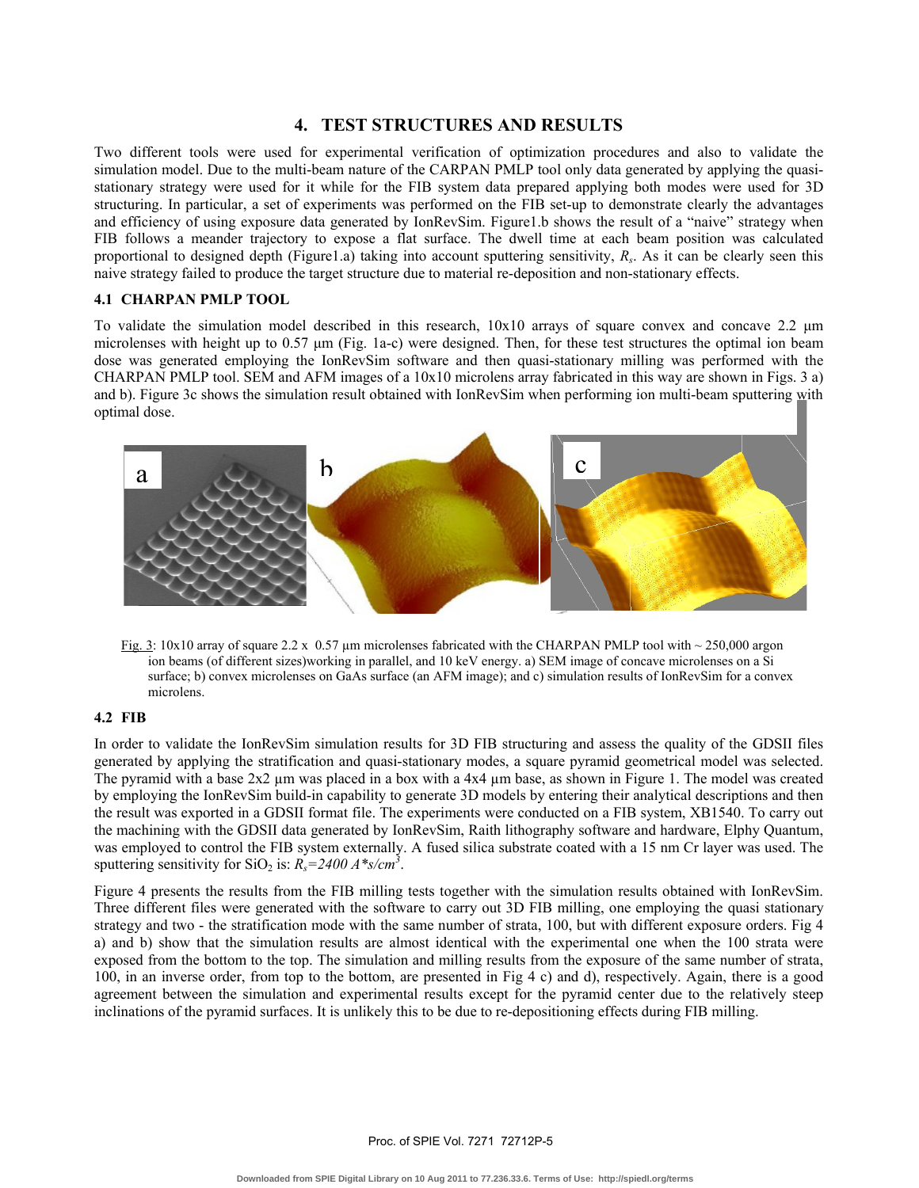## 4. TEST STRUCTURES AND RESULTS

Two different tools were used for experimental verification of optimization procedures and also to validate the simulation model. Due to the multi-beam nature of the CARPAN PMLP tool only data generated by applying the quasi-stationary strategy were used for it while for the FIB system data prepared applying both modes were used for 3D structuring. In particular, a set of experiments was performed on the FIB set-up to demonstrate clearly the advantages and efficiency of using exposure data generated by IonRevSim. Figure1.b shows the result of a "naive" strategy when FIB follows a meander trajectory to expose a flat surface. The dwell time at each beam position was calculated proportional to designed depth (Figure1.a) taking into account sputtering sensitivity, $R_s$. As it can be clearly seen this naive strategy failed to produce the target structure due to material re-deposition and non-stationary effects.

### 4.1 CHARPAN PMLP TOOL

To validate the simulation model described in this research, 10x10 arrays of square convex and concave 2.2 µm microlenses with height up to 0.57 µm (Fig. 1a-c) were designed. Then, for these test structures the optimal ion beam dose was generated employing the IonRevSim software and then quasi-stationary milling was performed with the CHARPAN PMLP tool. SEM and AFM images of a 10x10 microlens array fabricated in this way are shown in Figs. 3 a) and b). Figure 3c shows the simulation result obtained with IonRevSim when performing ion multi-beam sputtering with optimal dose.

Fig. 3: 10x10 array of square 2.2 x 0.57 µm microlenses fabricated with the CHARPAN PMLP tool with ~ 250,000 argon ion beams (of different sizes)working in parallel, and 10 keV energy. a) SEM image of concave microlenses on a Si surface; b) convex microlenses on GaAs surface (an AFM image); and c) simulation results of IonRevSim for a convex microlens.

### 4.2 FIB

In order to validate the IonRevSim simulation results for 3D FIB structuring and assess the quality of the GDSII files generated by applying the stratification and quasi-stationary modes, a square pyramid geometrical model was selected. The pyramid with a base 2x2 µm was placed in a box with a 4x4 µm base, as shown in Figure 1. The model was created by employing the IonRevSim build-in capability to generate 3D models by entering their analytical descriptions and then the result was exported in a GDSII format file. The experiments were conducted on a FIB system, XB1540. To carry out the machining with the GDSII data generated by IonRevSim, Raith lithography software and hardware, Elphy Quantum, was employed to control the FIB system externally. A fused silica substrate coated with a 15 nm Cr layer was used. The sputtering sensitivity for $SiO_2$ is: $R_s = 2400\ A{*}s/cm^3$.

Figure 4 presents the results from the FIB milling tests together with the simulation results obtained with IonRevSim. Three different files were generated with the software to carry out 3D FIB milling, one employing the quasi stationary strategy and two - the stratification mode with the same number of strata, 100, but with different exposure orders. Fig 4 a) and b) show that the simulation results are almost identical with the experimental one when the 100 strata were exposed from the bottom to the top. The simulation and milling results from the exposure of the same number of strata, 100, in an inverse order, from top to the bottom, are presented in Fig 4 c) and d), respectively. Again, there is a good agreement between the simulation and experimental results except for the pyramid center due to the relatively steep inclinations of the pyramid surfaces. It is unlikely this to be due to re-depositioning effects during FIB milling.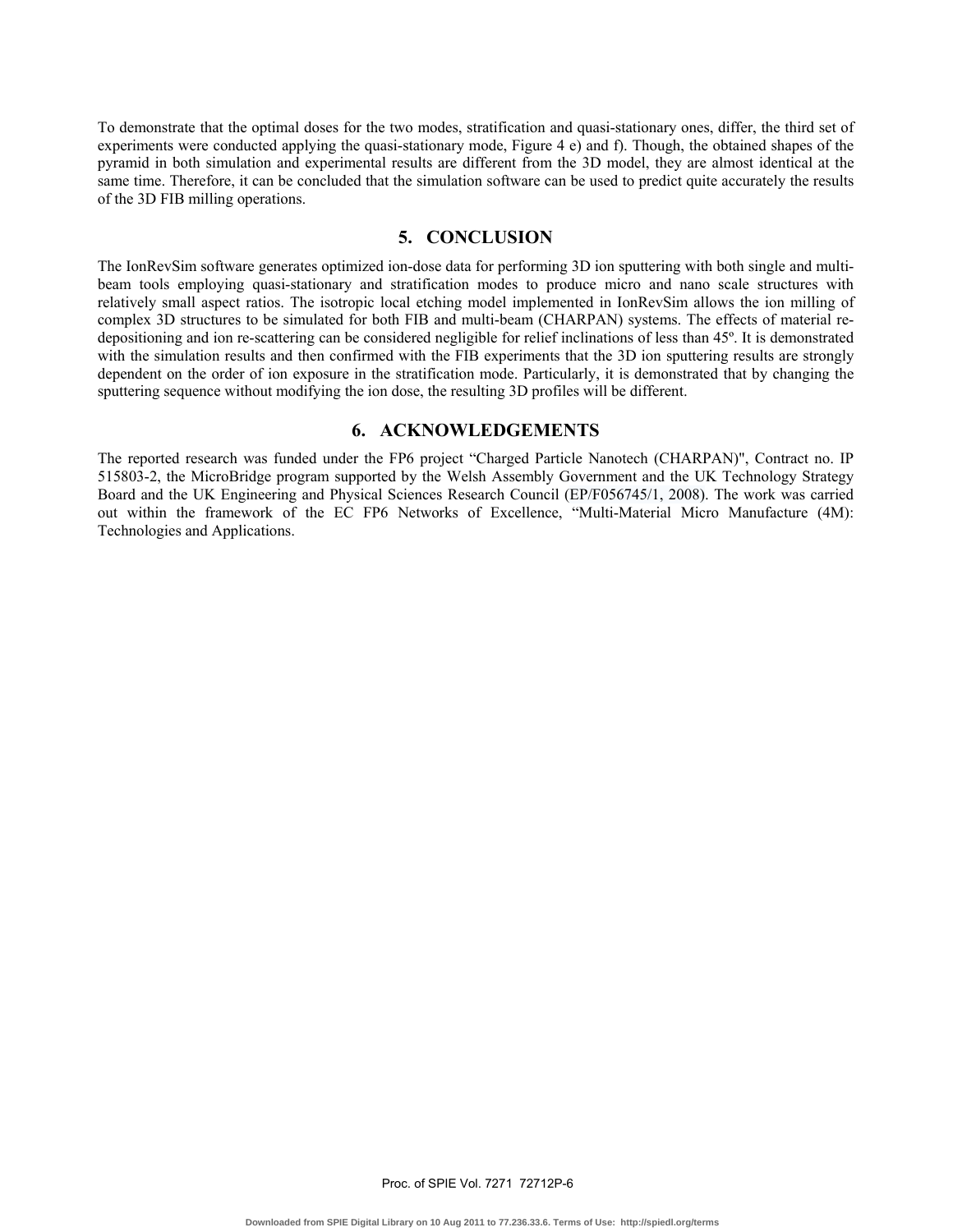To demonstrate that the optimal doses for the two modes, stratification and quasi-stationary ones, differ, the third set of experiments were conducted applying the quasi-stationary mode, Figure 4 e) and f). Though, the obtained shapes of the pyramid in both simulation and experimental results are different from the 3D model, they are almost identical at the same time. Therefore, it can be concluded that the simulation software can be used to predict quite accurately the results of the 3D FIB milling operations.

## 5. CONCLUSION

The IonRevSim software generates optimized ion-dose data for performing 3D ion sputtering with both single and multi-beam tools employing quasi-stationary and stratification modes to produce micro and nano scale structures with relatively small aspect ratios. The isotropic local etching model implemented in IonRevSim allows the ion milling of complex 3D structures to be simulated for both FIB and multi-beam (CHARPAN) systems. The effects of material re-depositioning and ion re-scattering can be considered negligible for relief inclinations of less than 45º. It is demonstrated with the simulation results and then confirmed with the FIB experiments that the 3D ion sputtering results are strongly dependent on the order of ion exposure in the stratification mode. Particularly, it is demonstrated that by changing the sputtering sequence without modifying the ion dose, the resulting 3D profiles will be different.

## 6. ACKNOWLEDGEMENTS

The reported research was funded under the FP6 project "Charged Particle Nanotech (CHARPAN)", Contract no. IP 515803-2, the MicroBridge program supported by the Welsh Assembly Government and the UK Technology Strategy Board and the UK Engineering and Physical Sciences Research Council (EP/F056745/1, 2008). The work was carried out within the framework of the EC FP6 Networks of Excellence, "Multi-Material Micro Manufacture (4M): Technologies and Applications.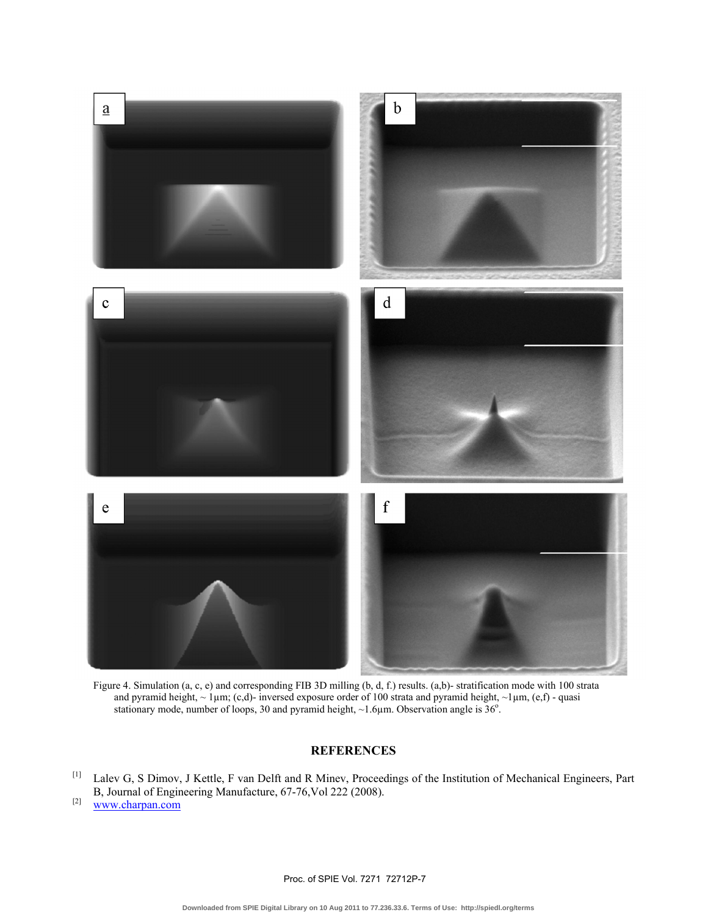Figure 4. Simulation (a, c, e) and corresponding FIB 3D milling (b, d, f.) results. (a,b)- stratification mode with 100 strata and pyramid height, ~ 1µm; (c,d)- inversed exposure order of 100 strata and pyramid height, ~1µm, (e,f) - quasi stationary mode, number of loops, 30 and pyramid height, ~1.6µm. Observation angle is 36°.

## REFERENCES

[1] Lalev G, S Dimov, J Kettle, F van Delft and R Minev, Proceedings of the Institution of Mechanical Engineers, Part B, Journal of Engineering Manufacture, 67-76,Vol 222 (2008).

[2] www.charpan.com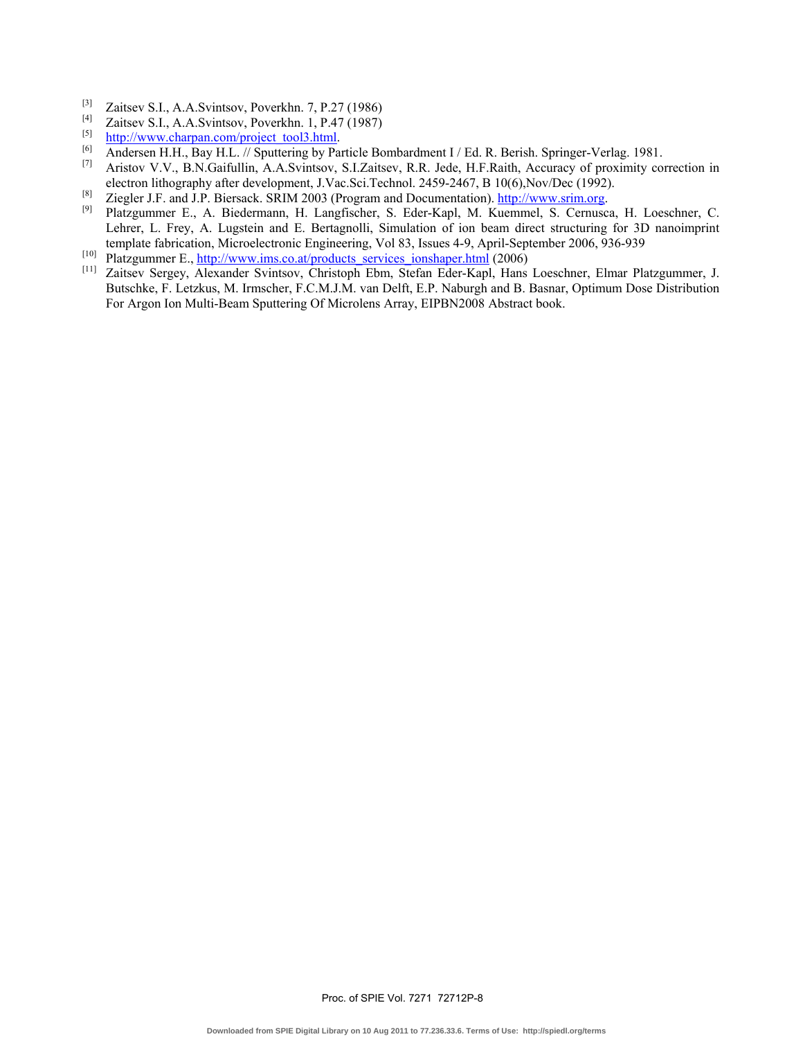[3] Zaitsev S.I., A.A.Svintsov, Poverkhn. 7, P.27 (1986)

[4] Zaitsev S.I., A.A.Svintsov, Poverkhn. 1, P.47 (1987)

[5] http://www.charpan.com/project_tool3.html.

[6] Andersen H.H., Bay H.L. // Sputtering by Particle Bombardment I / Ed. R. Berish. Springer-Verlag. 1981.

[7] Aristov V.V., B.N.Gaifullin, A.A.Svintsov, S.I.Zaitsev, R.R. Jede, H.F.Raith, Accuracy of proximity correction in electron lithography after development, J.Vac.Sci.Technol. 2459-2467, B 10(6),Nov/Dec (1992).

[8] Ziegler J.F. and J.P. Biersack. SRIM 2003 (Program and Documentation). http://www.srim.org.

[9] Platzgummer E., A. Biedermann, H. Langfischer, S. Eder-Kapl, M. Kuemmel, S. Cernusca, H. Loeschner, C. Lehrer, L. Frey, A. Lugstein and E. Bertagnolli, Simulation of ion beam direct structuring for 3D nanoimprint template fabrication, Microelectronic Engineering, Vol 83, Issues 4-9, April-September 2006, 936-939

[10] Platzgummer E., http://www.ims.co.at/products_services_ionshaper.html (2006)

[11] Zaitsev Sergey, Alexander Svintsov, Christoph Ebm, Stefan Eder-Kapl, Hans Loeschner, Elmar Platzgummer, J. Butschke, F. Letzkus, M. Irmscher, F.C.M.J.M. van Delft, E.P. Naburgh and B. Basnar, Optimum Dose Distribution For Argon Ion Multi-Beam Sputtering Of Microlens Array, EIPBN2008 Abstract book.